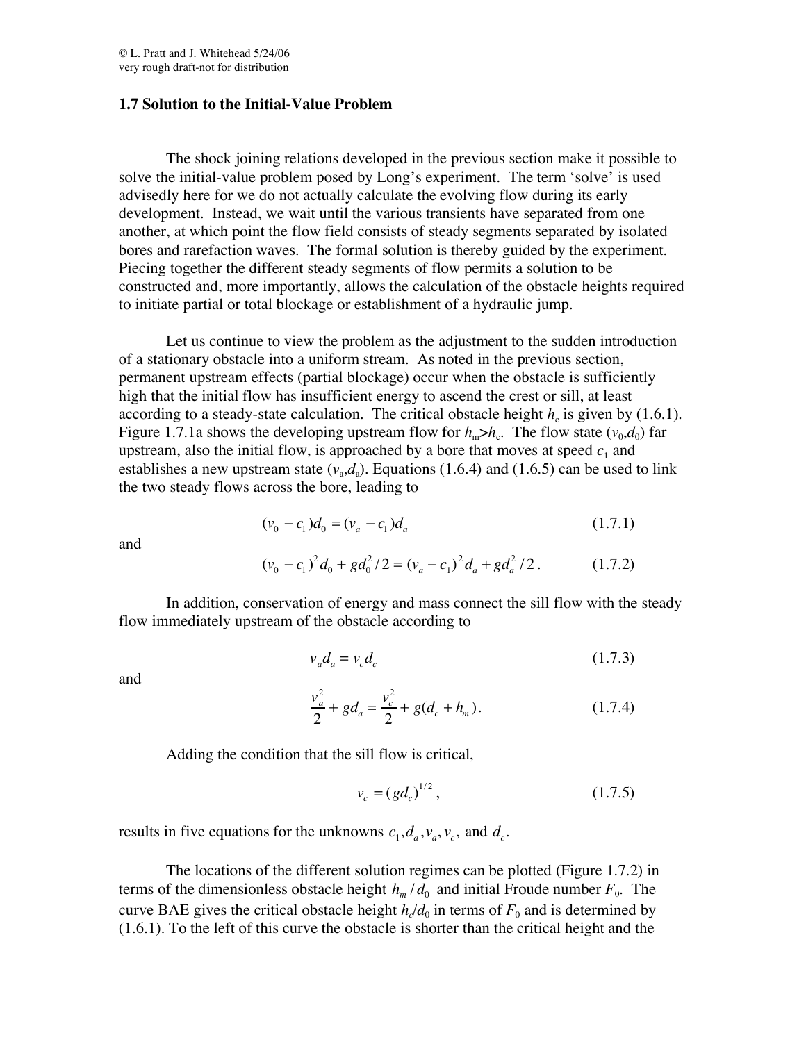© L. Pratt and J. Whitehead 5/24/06
very rough draft-not for distribution

### 1.7 Solution to the Initial-Value Problem

The shock joining relations developed in the previous section make it possible to solve the initial-value problem posed by Long's experiment. The term 'solve' is used advisedly here for we do not actually calculate the evolving flow during its early development. Instead, we wait until the various transients have separated from one another, at which point the flow field consists of steady segments separated by isolated bores and rarefaction waves. The formal solution is thereby guided by the experiment. Piecing together the different steady segments of flow permits a solution to be constructed and, more importantly, allows the calculation of the obstacle heights required to initiate partial or total blockage or establishment of a hydraulic jump.

Let us continue to view the problem as the adjustment to the sudden introduction of a stationary obstacle into a uniform stream. As noted in the previous section, permanent upstream effects (partial blockage) occur when the obstacle is sufficiently high that the initial flow has insufficient energy to ascend the crest or sill, at least according to a steady-state calculation. The critical obstacle height $h_c$ is given by (1.6.1). Figure 1.7.1a shows the developing upstream flow for $h_m > h_c$. The flow state $(v_0, d_0)$ far upstream, also the initial flow, is approached by a bore that moves at speed $c_1$ and establishes a new upstream state $(v_a, d_a)$. Equations (1.6.4) and (1.6.5) can be used to link the two steady flows across the bore, leading to

$$(v_0 - c_1)d_0 = (v_a - c_1)d_a \tag{1.7.1}$$

and

$$(v_0 - c_1)^2 d_0 + g d_0^2/2 = (v_a - c_1)^2 d_a + g d_a^2/2 \,. \tag{1.7.2}$$

In addition, conservation of energy and mass connect the sill flow with the steady flow immediately upstream of the obstacle according to

$$v_a d_a = v_c d_c \tag{1.7.3}$$

and

$$\frac{v_a^2}{2} + g d_a = \frac{v_c^2}{2} + g(d_c + h_m) \,. \tag{1.7.4}$$

Adding the condition that the sill flow is critical,

$$v_c = (g d_c)^{1/2} \,, \tag{1.7.5}$$

results in five equations for the unknowns $c_1, d_a, v_a, v_c,$ and $d_c$.

The locations of the different solution regimes can be plotted (Figure 1.7.2) in terms of the dimensionless obstacle height $h_m/d_0$ and initial Froude number $F_0$. The curve BAE gives the critical obstacle height $h_c/d_0$ in terms of $F_0$ and is determined by (1.6.1). To the left of this curve the obstacle is shorter than the critical height and the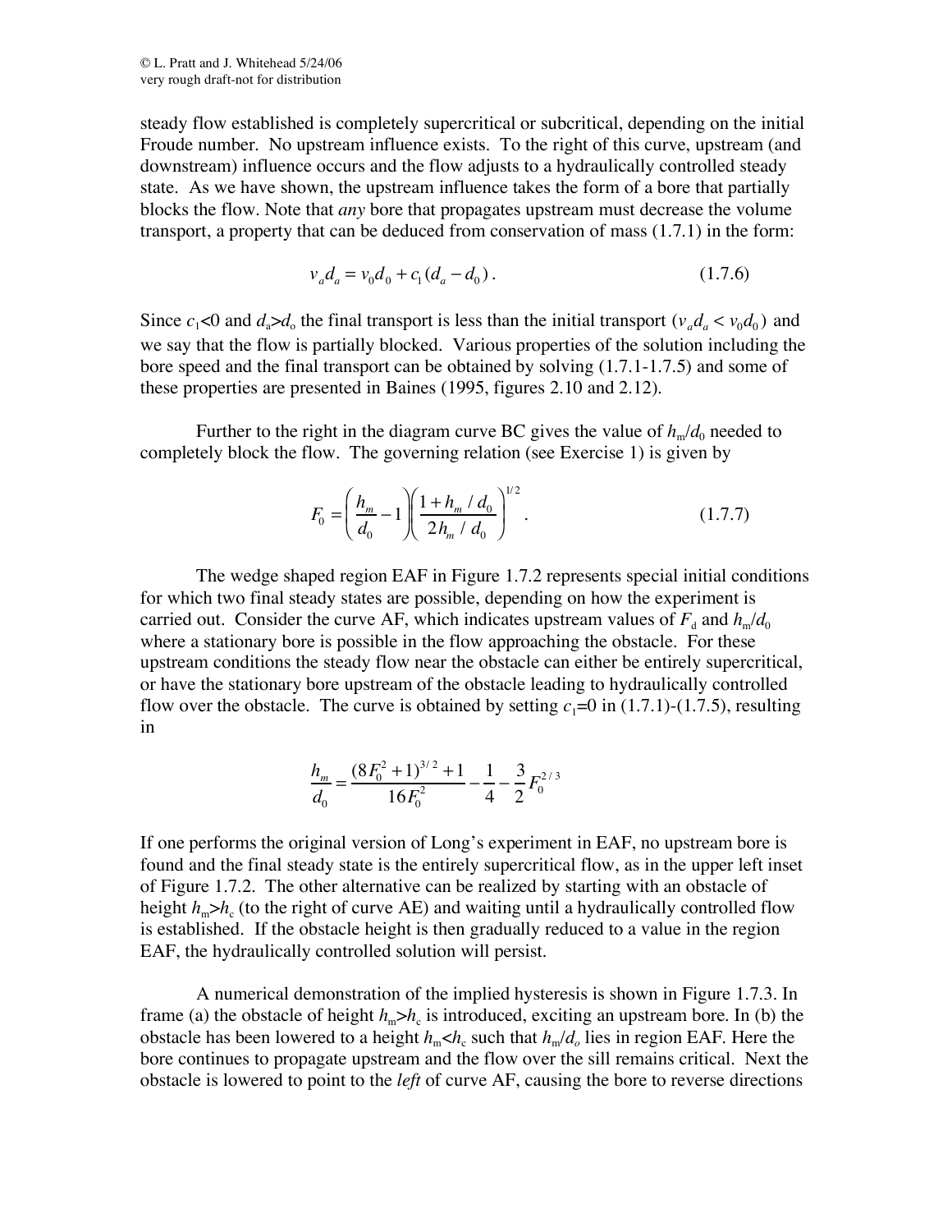steady flow established is completely supercritical or subcritical, depending on the initial Froude number. No upstream influence exists. To the right of this curve, upstream (and downstream) influence occurs and the flow adjusts to a hydraulically controlled steady state. As we have shown, the upstream influence takes the form of a bore that partially blocks the flow. Note that *any* bore that propagates upstream must decrease the volume transport, a property that can be deduced from conservation of mass (1.7.1) in the form:

$$v_a d_a = v_0 d_0 + c_1 (d_a - d_0)\,. \tag{1.7.6}$$

Since $c_1<0$ and $d_a>d_o$ the final transport is less than the initial transport ($v_a d_a < v_0 d_0$) and we say that the flow is partially blocked. Various properties of the solution including the bore speed and the final transport can be obtained by solving (1.7.1-1.7.5) and some of these properties are presented in Baines (1995, figures 2.10 and 2.12).

Further to the right in the diagram curve BC gives the value of $h_m/d_0$ needed to completely block the flow. The governing relation (see Exercise 1) is given by

$$F_0 = \left(\frac{h_m}{d_0} - 1\right)\left(\frac{1 + h_m/d_0}{2h_m/d_0}\right)^{1/2}. \tag{1.7.7}$$

The wedge shaped region EAF in Figure 1.7.2 represents special initial conditions for which two final steady states are possible, depending on how the experiment is carried out. Consider the curve AF, which indicates upstream values of $F_d$ and $h_m/d_0$ where a stationary bore is possible in the flow approaching the obstacle. For these upstream conditions the steady flow near the obstacle can either be entirely supercritical, or have the stationary bore upstream of the obstacle leading to hydraulically controlled flow over the obstacle. The curve is obtained by setting $c_1=0$ in (1.7.1)-(1.7.5), resulting in

$$\frac{h_m}{d_0} = \frac{(8F_0^2+1)^{3/2}+1}{16F_0^2} - \frac{1}{4} - \frac{3}{2}F_0^{2/3}$$

If one performs the original version of Long's experiment in EAF, no upstream bore is found and the final steady state is the entirely supercritical flow, as in the upper left inset of Figure 1.7.2. The other alternative can be realized by starting with an obstacle of height $h_m>h_c$ (to the right of curve AE) and waiting until a hydraulically controlled flow is established. If the obstacle height is then gradually reduced to a value in the region EAF, the hydraulically controlled solution will persist.

A numerical demonstration of the implied hysteresis is shown in Figure 1.7.3. In frame (a) the obstacle of height $h_m>h_c$ is introduced, exciting an upstream bore. In (b) the obstacle has been lowered to a height $h_m<h_c$ such that $h_m/d_o$ lies in region EAF. Here the bore continues to propagate upstream and the flow over the sill remains critical. Next the obstacle is lowered to point to the *left* of curve AF, causing the bore to reverse directions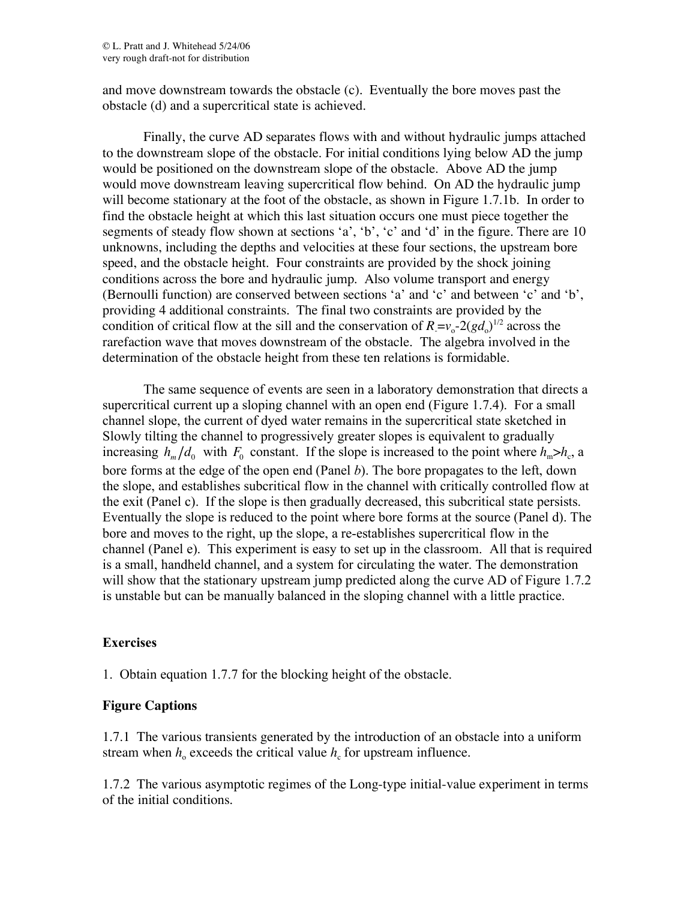and move downstream towards the obstacle (c). Eventually the bore moves past the obstacle (d) and a supercritical state is achieved.

Finally, the curve AD separates flows with and without hydraulic jumps attached to the downstream slope of the obstacle. For initial conditions lying below AD the jump would be positioned on the downstream slope of the obstacle. Above AD the jump would move downstream leaving supercritical flow behind. On AD the hydraulic jump will become stationary at the foot of the obstacle, as shown in Figure 1.7.1b. In order to find the obstacle height at which this last situation occurs one must piece together the segments of steady flow shown at sections 'a', 'b', 'c' and 'd' in the figure. There are 10 unknowns, including the depths and velocities at these four sections, the upstream bore speed, and the obstacle height. Four constraints are provided by the shock joining conditions across the bore and hydraulic jump. Also volume transport and energy (Bernoulli function) are conserved between sections 'a' and 'c' and between 'c' and 'b', providing 4 additional constraints. The final two constraints are provided by the condition of critical flow at the sill and the conservation of $R_{-}=v_o-2(gd_o)^{1/2}$ across the rarefaction wave that moves downstream of the obstacle. The algebra involved in the determination of the obstacle height from these ten relations is formidable.

The same sequence of events are seen in a laboratory demonstration that directs a supercritical current up a sloping channel with an open end (Figure 1.7.4). For a small channel slope, the current of dyed water remains in the supercritical state sketched in Slowly tilting the channel to progressively greater slopes is equivalent to gradually increasing $h_m/d_0$ with $F_0$ constant. If the slope is increased to the point where $h_m>h_c$, a bore forms at the edge of the open end (Panel *b*). The bore propagates to the left, down the slope, and establishes subcritical flow in the channel with critically controlled flow at the exit (Panel c). If the slope is then gradually decreased, this subcritical state persists. Eventually the slope is reduced to the point where bore forms at the source (Panel d). The bore and moves to the right, up the slope, a re-establishes supercritical flow in the channel (Panel e). This experiment is easy to set up in the classroom. All that is required is a small, handheld channel, and a system for circulating the water. The demonstration will show that the stationary upstream jump predicted along the curve AD of Figure 1.7.2 is unstable but can be manually balanced in the sloping channel with a little practice.

**Exercises**

1. Obtain equation 1.7.7 for the blocking height of the obstacle.

**Figure Captions**

1.7.1 The various transients generated by the introduction of an obstacle into a uniform stream when $h_o$ exceeds the critical value $h_c$ for upstream influence.

1.7.2 The various asymptotic regimes of the Long-type initial-value experiment in terms of the initial conditions.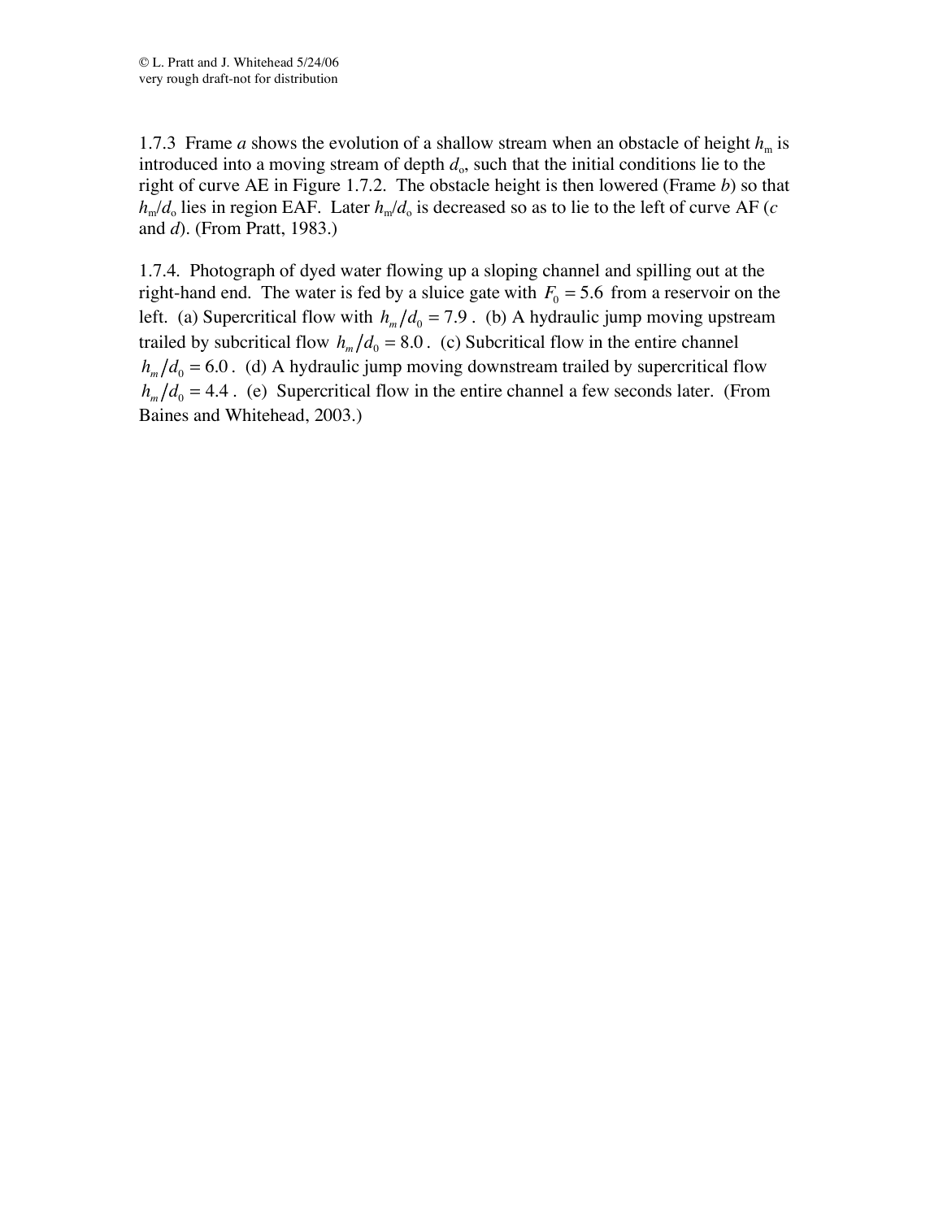1.7.3 Frame *a* shows the evolution of a shallow stream when an obstacle of height $h_m$ is introduced into a moving stream of depth $d_o$, such that the initial conditions lie to the right of curve AE in Figure 1.7.2. The obstacle height is then lowered (Frame *b*) so that $h_m/d_o$ lies in region EAF. Later $h_m/d_o$ is decreased so as to lie to the left of curve AF (*c* and *d*). (From Pratt, 1983.)

1.7.4. Photograph of dyed water flowing up a sloping channel and spilling out at the right-hand end. The water is fed by a sluice gate with $F_0 = 5.6$ from a reservoir on the left. (a) Supercritical flow with $h_m/d_0 = 7.9$. (b) A hydraulic jump moving upstream trailed by subcritical flow $h_m/d_0 = 8.0$. (c) Subcritical flow in the entire channel $h_m/d_0 = 6.0$. (d) A hydraulic jump moving downstream trailed by supercritical flow $h_m/d_0 = 4.4$. (e) Supercritical flow in the entire channel a few seconds later. (From Baines and Whitehead, 2003.)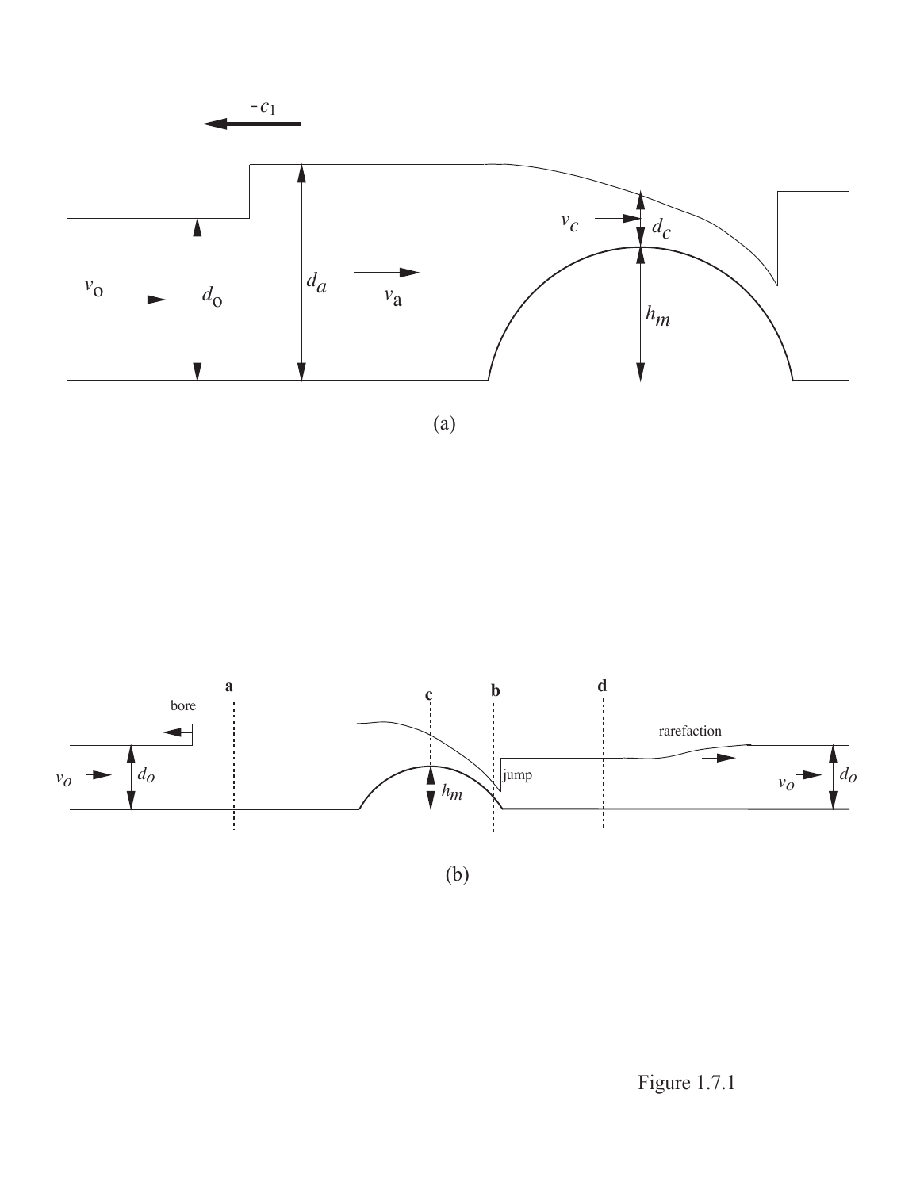(a)

(b)

Figure 1.7.1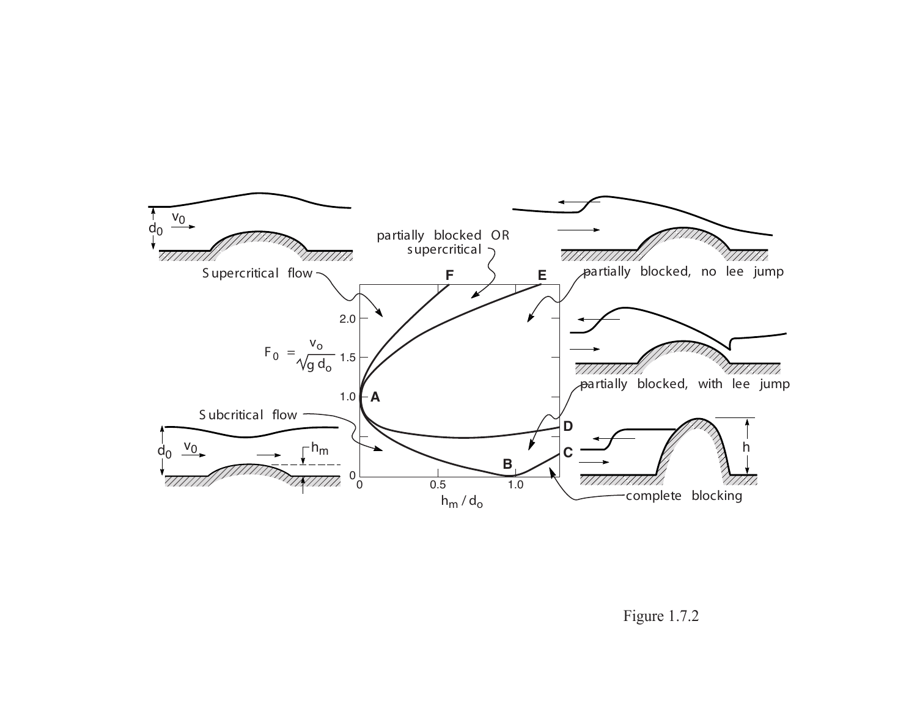Figure 1.7.2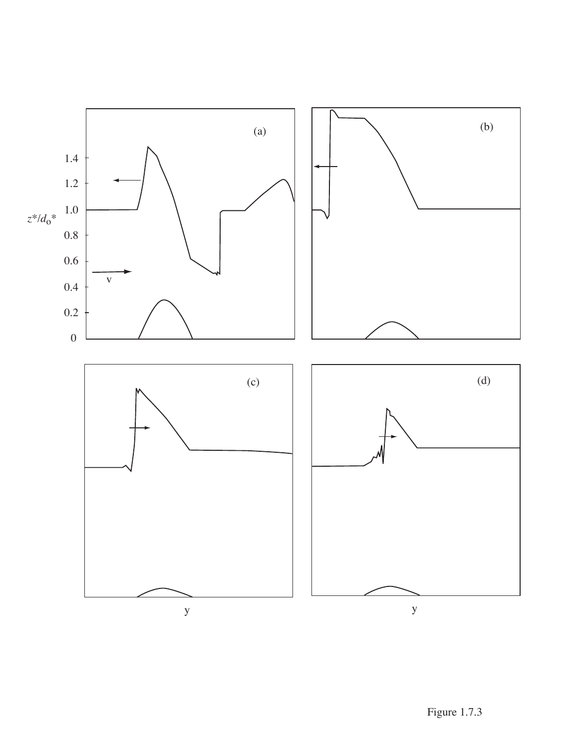Figure 1.7.3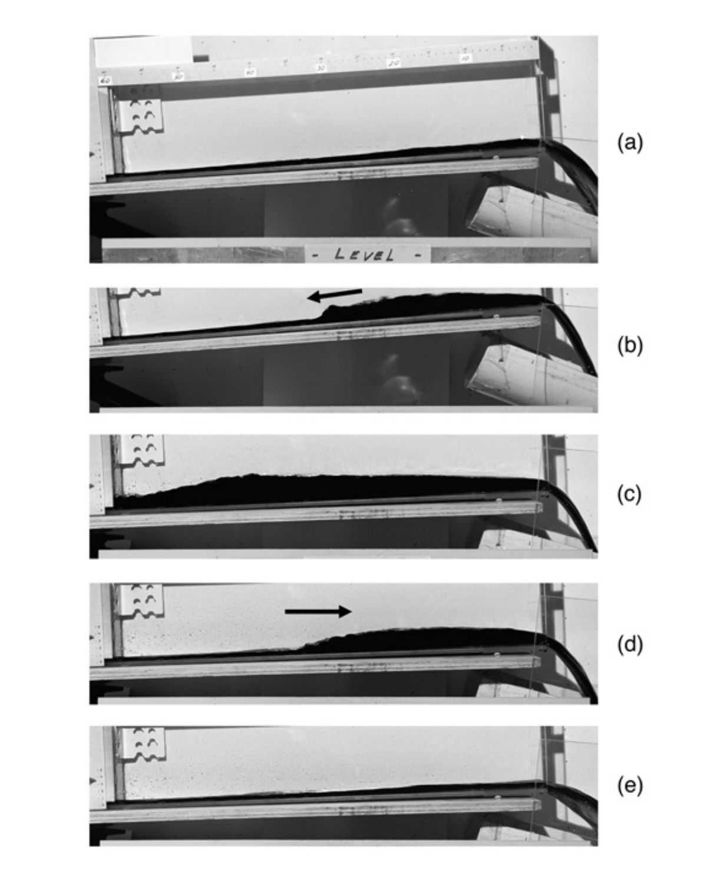60 50 40 30 20 10

- LEVEL -

(a)

(b)

(c)

(d)

(e)